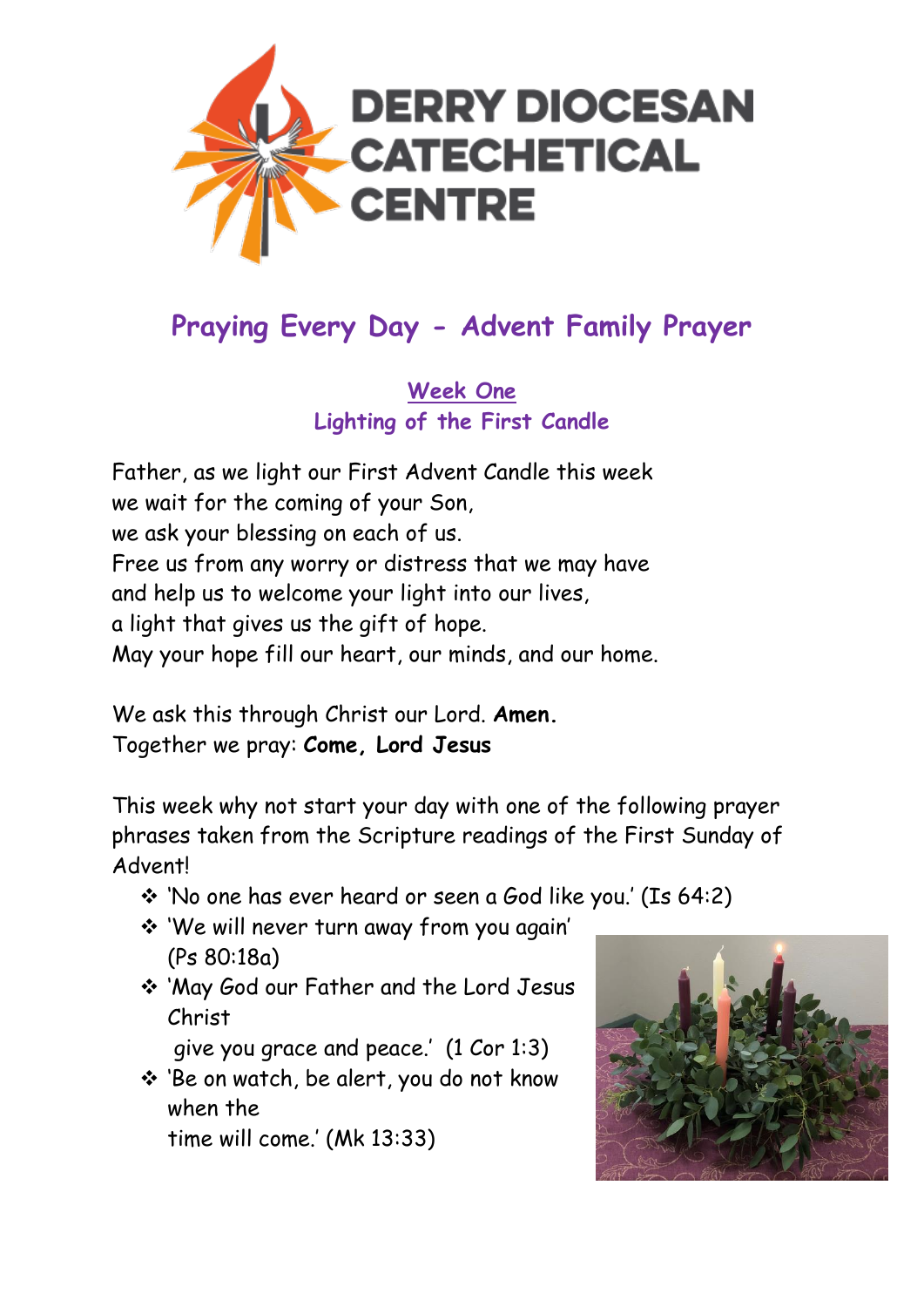DERRY DIOCESAN CATECHETICAL CENTRE

# Praying Every Day - Advent Family Prayer

## Week One
### Lighting of the First Candle

Father, as we light our First Advent Candle this week
we wait for the coming of your Son,
we ask your blessing on each of us.
Free us from any worry or distress that we may have
and help us to welcome your light into our lives,
a light that gives us the gift of hope.
May your hope fill our heart, our minds, and our home.

We ask this through Christ our Lord. **Amen.**
Together we pray: **Come, Lord Jesus**

This week why not start your day with one of the following prayer phrases taken from the Scripture readings of the First Sunday of Advent!

- 'No one has ever heard or seen a God like you.' (Is 64:2)
- 'We will never turn away from you again' (Ps 80:18a)
- 'May God our Father and the Lord Jesus Christ give you grace and peace.' (1 Cor 1:3)
- 'Be on watch, be alert, you do not know when the time will come.' (Mk 13:33)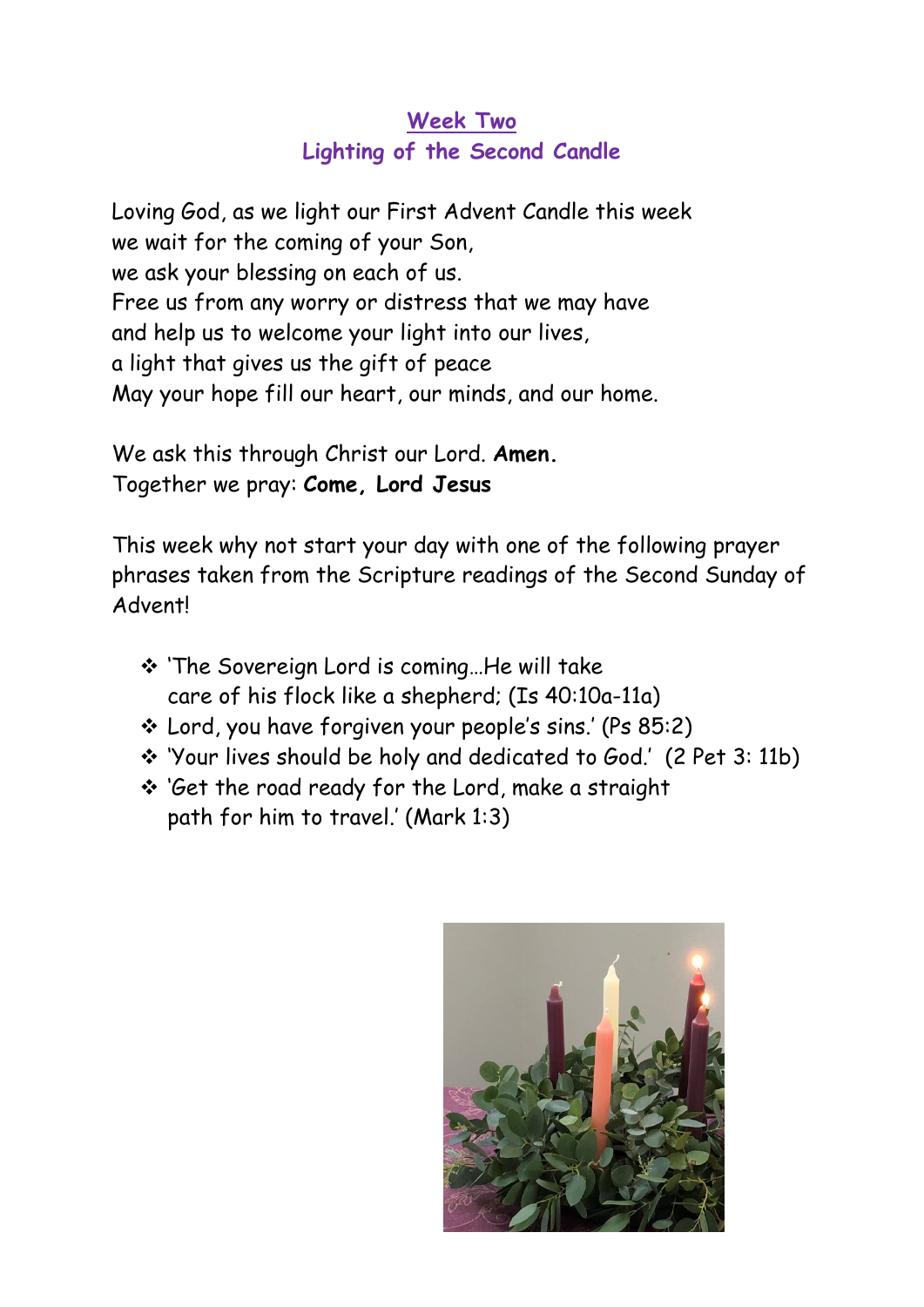## Week Two
### Lighting of the Second Candle

Loving God, as we light our First Advent Candle this week
we wait for the coming of your Son,
we ask your blessing on each of us.
Free us from any worry or distress that we may have
and help us to welcome your light into our lives,
a light that gives us the gift of peace
May your hope fill our heart, our minds, and our home.

We ask this through Christ our Lord. **Amen.**
Together we pray: **Come, Lord Jesus**

This week why not start your day with one of the following prayer phrases taken from the Scripture readings of the Second Sunday of Advent!

- 'The Sovereign Lord is coming…He will take care of his flock like a shepherd; (Is 40:10a-11a)
- Lord, you have forgiven your people's sins.' (Ps 85:2)
- 'Your lives should be holy and dedicated to God.' (2 Pet 3: 11b)
- 'Get the road ready for the Lord, make a straight path for him to travel.' (Mark 1:3)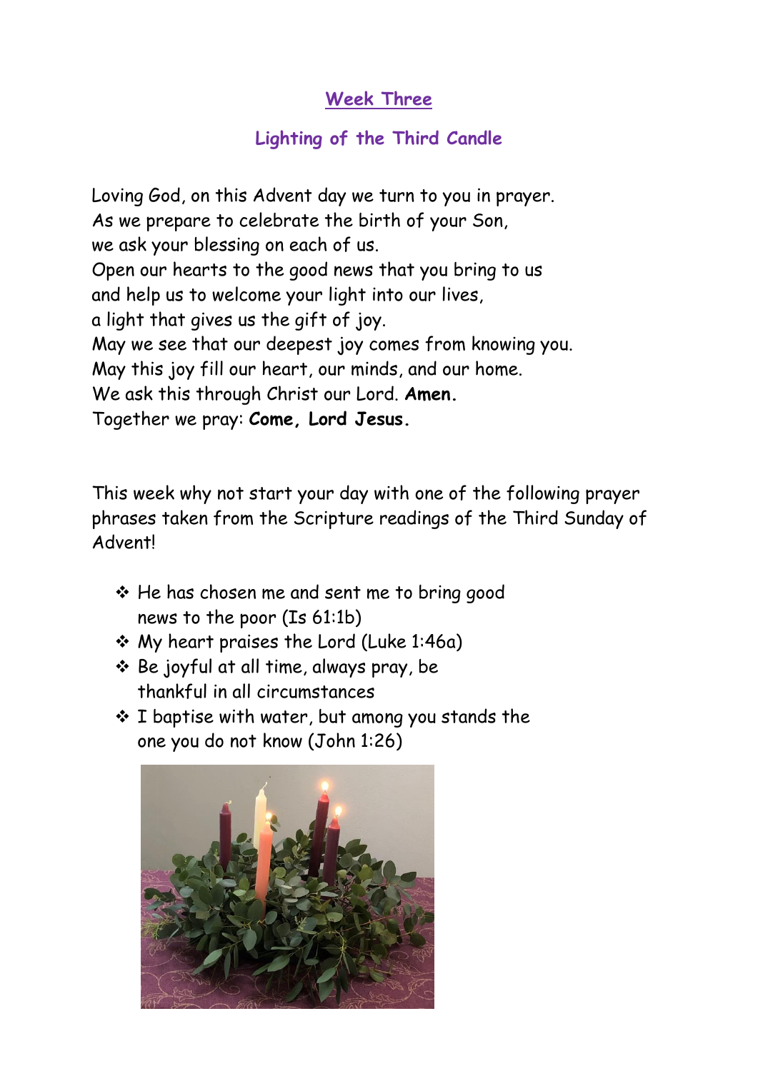## Week Three

### Lighting of the Third Candle

Loving God, on this Advent day we turn to you in prayer.
As we prepare to celebrate the birth of your Son,
we ask your blessing on each of us.
Open our hearts to the good news that you bring to us
and help us to welcome your light into our lives,
a light that gives us the gift of joy.
May we see that our deepest joy comes from knowing you.
May this joy fill our heart, our minds, and our home.
We ask this through Christ our Lord. **Amen.**
Together we pray: **Come, Lord Jesus.**

This week why not start your day with one of the following prayer phrases taken from the Scripture readings of the Third Sunday of Advent!

- He has chosen me and sent me to bring good news to the poor (Is 61:1b)
- My heart praises the Lord (Luke 1:46a)
- Be joyful at all time, always pray, be thankful in all circumstances
- I baptise with water, but among you stands the one you do not know (John 1:26)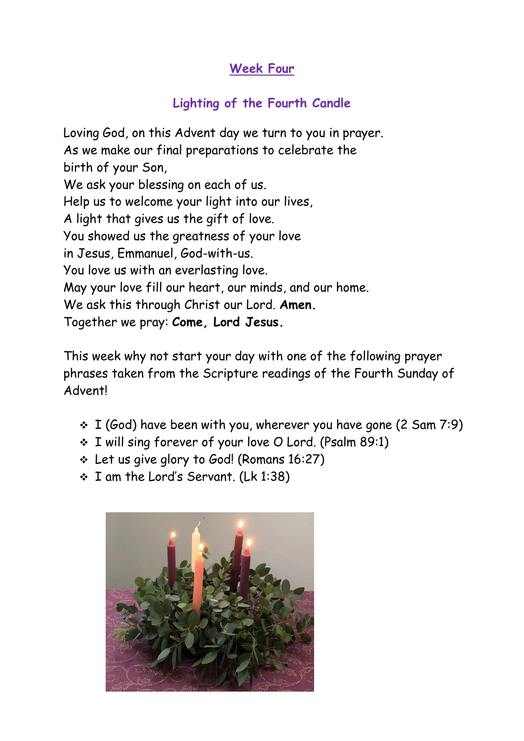## Week Four

### Lighting of the Fourth Candle

Loving God, on this Advent day we turn to you in prayer.
As we make our final preparations to celebrate the birth of your Son,
We ask your blessing on each of us.
Help us to welcome your light into our lives,
A light that gives us the gift of love.
You showed us the greatness of your love
in Jesus, Emmanuel, God-with-us.
You love us with an everlasting love.
May your love fill our heart, our minds, and our home.
We ask this through Christ our Lord. **Amen.**
Together we pray: **Come, Lord Jesus.**

This week why not start your day with one of the following prayer phrases taken from the Scripture readings of the Fourth Sunday of Advent!

- I (God) have been with you, wherever you have gone (2 Sam 7:9)
- I will sing forever of your love O Lord. (Psalm 89:1)
- Let us give glory to God! (Romans 16:27)
- I am the Lord's Servant. (Lk 1:38)